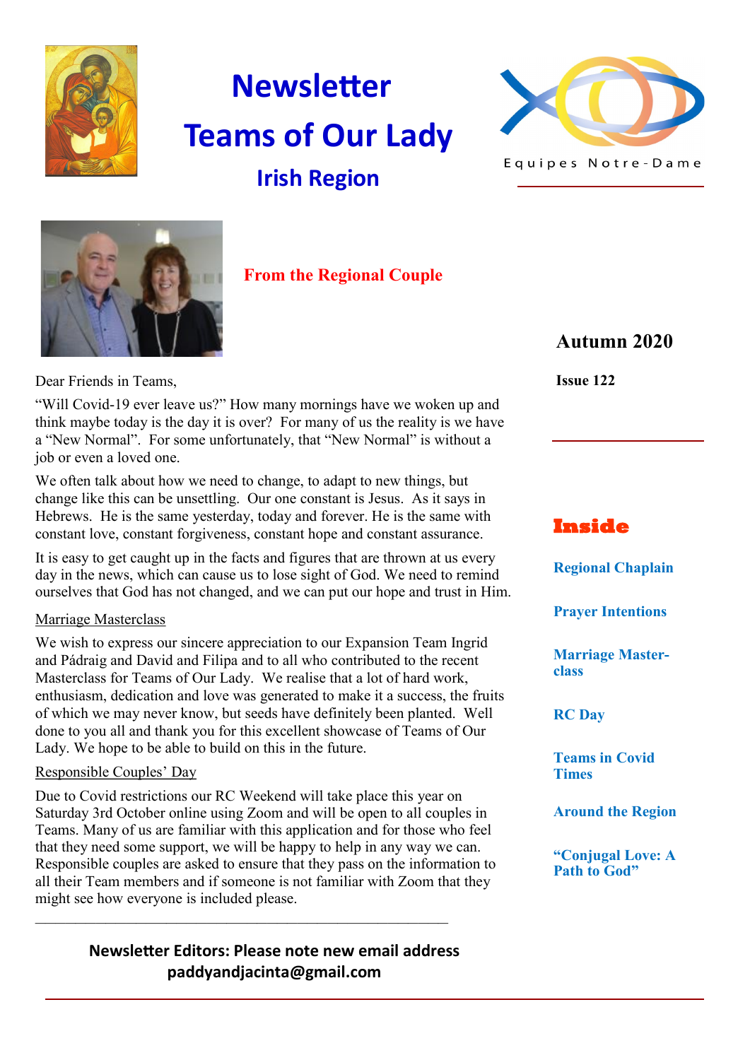# Newsletter

# Teams of Our Lady

## Irish Region

Equipes Notre-Dame

**Autumn 2020**

**Issue 122**

## Inside

- Regional Chaplain
- Prayer Intentions
- Marriage Masterclass
- RC Day
- Teams in Covid Times
- Around the Region
- "Conjugal Love: A Path to God"

## From the Regional Couple

Dear Friends in Teams,

"Will Covid-19 ever leave us?" How many mornings have we woken up and think maybe today is the day it is over? For many of us the reality is we have a "New Normal". For some unfortunately, that "New Normal" is without a job or even a loved one.

We often talk about how we need to change, to adapt to new things, but change like this can be unsettling. Our one constant is Jesus. As it says in Hebrews. He is the same yesterday, today and forever. He is the same with constant love, constant forgiveness, constant hope and constant assurance.

It is easy to get caught up in the facts and figures that are thrown at us every day in the news, which can cause us to lose sight of God. We need to remind ourselves that God has not changed, and we can put our hope and trust in Him.

### Marriage Masterclass

We wish to express our sincere appreciation to our Expansion Team Ingrid and Pádraig and David and Filipa and to all who contributed to the recent Masterclass for Teams of Our Lady. We realise that a lot of hard work, enthusiasm, dedication and love was generated to make it a success, the fruits of which we may never know, but seeds have definitely been planted. Well done to you all and thank you for this excellent showcase of Teams of Our Lady. We hope to be able to build on this in the future.

### Responsible Couples' Day

Due to Covid restrictions our RC Weekend will take place this year on Saturday 3rd October online using Zoom and will be open to all couples in Teams. Many of us are familiar with this application and for those who feel that they need some support, we will be happy to help in any way we can. Responsible couples are asked to ensure that they pass on the information to all their Team members and if someone is not familiar with Zoom that they might see how everyone is included please.

---

**Newsletter Editors: Please note new email address**
**paddyandjacinta@gmail.com**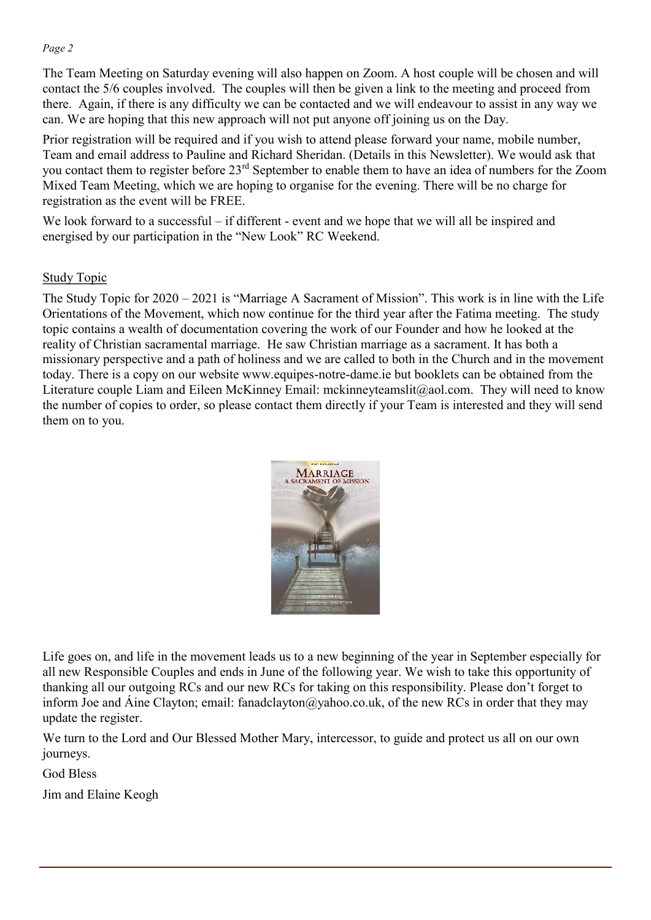The Team Meeting on Saturday evening will also happen on Zoom. A host couple will be chosen and will contact the 5/6 couples involved. The couples will then be given a link to the meeting and proceed from there. Again, if there is any difficulty we can be contacted and we will endeavour to assist in any way we can. We are hoping that this new approach will not put anyone off joining us on the Day.

Prior registration will be required and if you wish to attend please forward your name, mobile number, Team and email address to Pauline and Richard Sheridan. (Details in this Newsletter). We would ask that you contact them to register before 23rd September to enable them to have an idea of numbers for the Zoom Mixed Team Meeting, which we are hoping to organise for the evening. There will be no charge for registration as the event will be FREE.

We look forward to a successful – if different - event and we hope that we will all be inspired and energised by our participation in the "New Look" RC Weekend.

## Study Topic

The Study Topic for 2020 – 2021 is "Marriage A Sacrament of Mission". This work is in line with the Life Orientations of the Movement, which now continue for the third year after the Fatima meeting. The study topic contains a wealth of documentation covering the work of our Founder and how he looked at the reality of Christian sacramental marriage. He saw Christian marriage as a sacrament. It has both a missionary perspective and a path of holiness and we are called to both in the Church and in the movement today. There is a copy on our website www.equipes-notre-dame.ie but booklets can be obtained from the Literature couple Liam and Eileen McKinney Email: mckinneyteamslit@aol.com. They will need to know the number of copies to order, so please contact them directly if your Team is interested and they will send them on to you.

Life goes on, and life in the movement leads us to a new beginning of the year in September especially for all new Responsible Couples and ends in June of the following year. We wish to take this opportunity of thanking all our outgoing RCs and our new RCs for taking on this responsibility. Please don't forget to inform Joe and Áine Clayton; email: fanadclayton@yahoo.co.uk, of the new RCs in order that they may update the register.

We turn to the Lord and Our Blessed Mother Mary, intercessor, to guide and protect us all on our own journeys.

God Bless

Jim and Elaine Keogh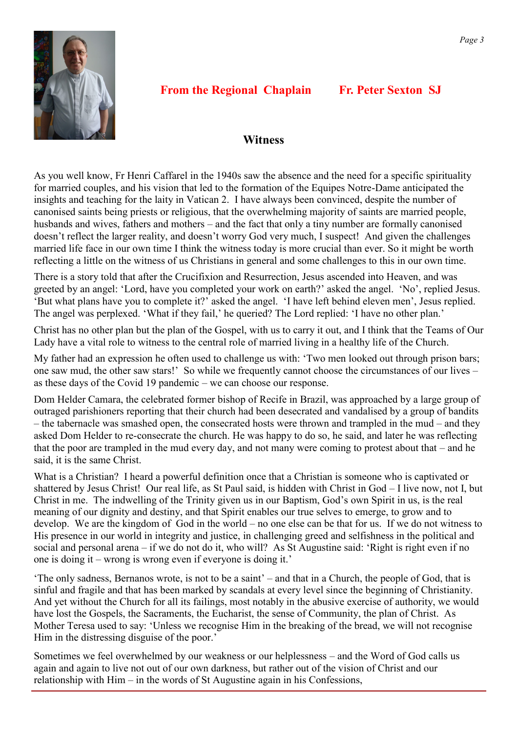## From the Regional Chaplain Fr. Peter Sexton SJ

### Witness

As you well know, Fr Henri Caffarel in the 1940s saw the absence and the need for a specific spirituality for married couples, and his vision that led to the formation of the Equipes Notre-Dame anticipated the insights and teaching for the laity in Vatican 2. I have always been convinced, despite the number of canonised saints being priests or religious, that the overwhelming majority of saints are married people, husbands and wives, fathers and mothers – and the fact that only a tiny number are formally canonised doesn't reflect the larger reality, and doesn't worry God very much, I suspect! And given the challenges married life face in our own time I think the witness today is more crucial than ever. So it might be worth reflecting a little on the witness of us Christians in general and some challenges to this in our own time.

There is a story told that after the Crucifixion and Resurrection, Jesus ascended into Heaven, and was greeted by an angel: 'Lord, have you completed your work on earth?' asked the angel. 'No', replied Jesus. 'But what plans have you to complete it?' asked the angel. 'I have left behind eleven men', Jesus replied. The angel was perplexed. 'What if they fail,' he queried? The Lord replied: 'I have no other plan.'

Christ has no other plan but the plan of the Gospel, with us to carry it out, and I think that the Teams of Our Lady have a vital role to witness to the central role of married living in a healthy life of the Church.

My father had an expression he often used to challenge us with: 'Two men looked out through prison bars; one saw mud, the other saw stars!' So while we frequently cannot choose the circumstances of our lives – as these days of the Covid 19 pandemic – we can choose our response.

Dom Helder Camara, the celebrated former bishop of Recife in Brazil, was approached by a large group of outraged parishioners reporting that their church had been desecrated and vandalised by a group of bandits – the tabernacle was smashed open, the consecrated hosts were thrown and trampled in the mud – and they asked Dom Helder to re-consecrate the church. He was happy to do so, he said, and later he was reflecting that the poor are trampled in the mud every day, and not many were coming to protest about that – and he said, it is the same Christ.

What is a Christian? I heard a powerful definition once that a Christian is someone who is captivated or shattered by Jesus Christ! Our real life, as St Paul said, is hidden with Christ in God – I live now, not I, but Christ in me. The indwelling of the Trinity given us in our Baptism, God's own Spirit in us, is the real meaning of our dignity and destiny, and that Spirit enables our true selves to emerge, to grow and to develop. We are the kingdom of God in the world – no one else can be that for us. If we do not witness to His presence in our world in integrity and justice, in challenging greed and selfishness in the political and social and personal arena – if we do not do it, who will? As St Augustine said: 'Right is right even if no one is doing it – wrong is wrong even if everyone is doing it.'

'The only sadness, Bernanos wrote, is not to be a saint' – and that in a Church, the people of God, that is sinful and fragile and that has been marked by scandals at every level since the beginning of Christianity. And yet without the Church for all its failings, most notably in the abusive exercise of authority, we would have lost the Gospels, the Sacraments, the Eucharist, the sense of Community, the plan of Christ. As Mother Teresa used to say: 'Unless we recognise Him in the breaking of the bread, we will not recognise Him in the distressing disguise of the poor.'

Sometimes we feel overwhelmed by our weakness or our helplessness – and the Word of God calls us again and again to live not out of our own darkness, but rather out of the vision of Christ and our relationship with Him – in the words of St Augustine again in his Confessions,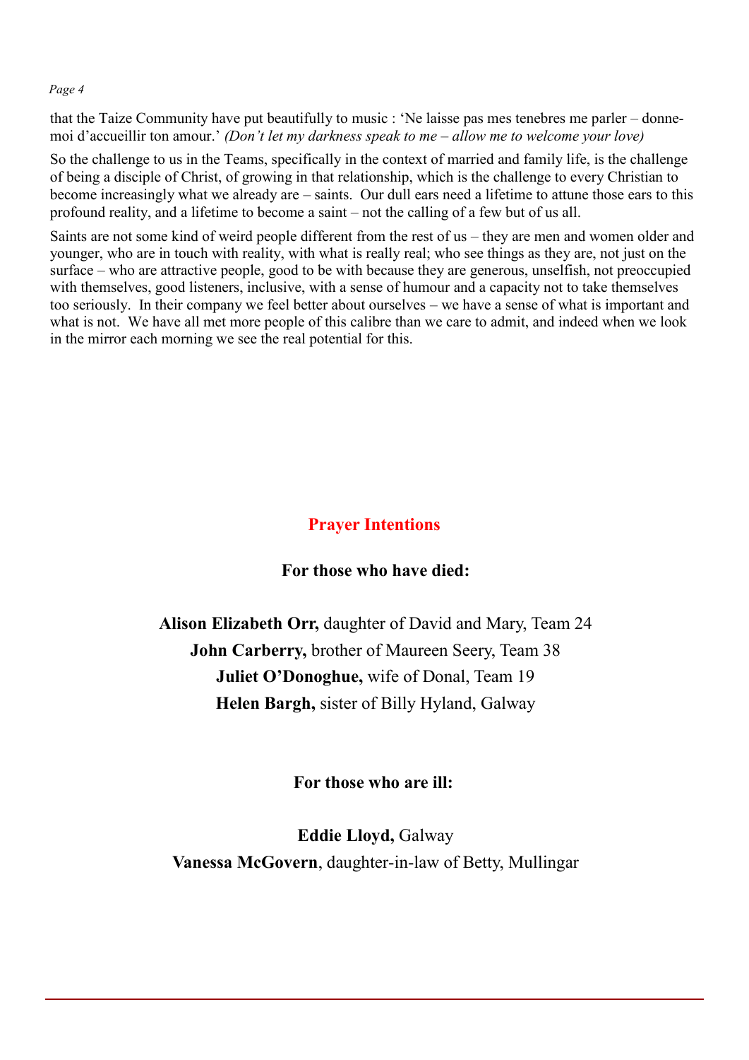that the Taize Community have put beautifully to music : 'Ne laisse pas mes tenebres me parler – donne-moi d'accueillir ton amour.' *(Don't let my darkness speak to me – allow me to welcome your love)*

So the challenge to us in the Teams, specifically in the context of married and family life, is the challenge of being a disciple of Christ, of growing in that relationship, which is the challenge to every Christian to become increasingly what we already are – saints. Our dull ears need a lifetime to attune those ears to this profound reality, and a lifetime to become a saint – not the calling of a few but of us all.

Saints are not some kind of weird people different from the rest of us – they are men and women older and younger, who are in touch with reality, with what is really real; who see things as they are, not just on the surface – who are attractive people, good to be with because they are generous, unselfish, not preoccupied with themselves, good listeners, inclusive, with a sense of humour and a capacity not to take themselves too seriously. In their company we feel better about ourselves – we have a sense of what is important and what is not. We have all met more people of this calibre than we care to admit, and indeed when we look in the mirror each morning we see the real potential for this.

## Prayer Intentions

**For those who have died:**

**Alison Elizabeth Orr,** daughter of David and Mary, Team 24
**John Carberry,** brother of Maureen Seery, Team 38
**Juliet O'Donoghue,** wife of Donal, Team 19
**Helen Bargh,** sister of Billy Hyland, Galway

**For those who are ill:**

**Eddie Lloyd,** Galway
**Vanessa McGovern**, daughter-in-law of Betty, Mullingar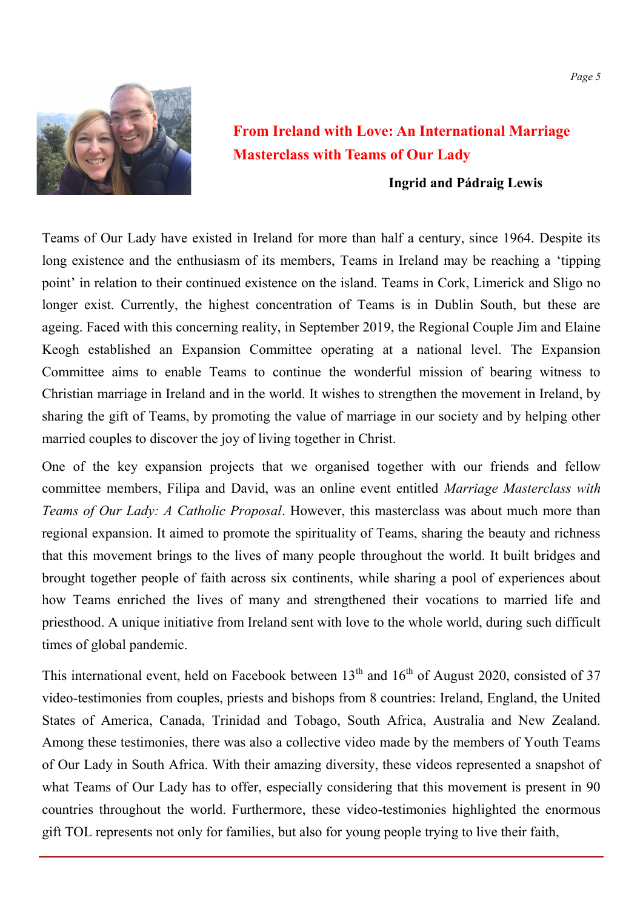## From Ireland with Love: An International Marriage Masterclass with Teams of Our Lady

**Ingrid and Pádraig Lewis**

Teams of Our Lady have existed in Ireland for more than half a century, since 1964. Despite its long existence and the enthusiasm of its members, Teams in Ireland may be reaching a 'tipping point' in relation to their continued existence on the island. Teams in Cork, Limerick and Sligo no longer exist. Currently, the highest concentration of Teams is in Dublin South, but these are ageing. Faced with this concerning reality, in September 2019, the Regional Couple Jim and Elaine Keogh established an Expansion Committee operating at a national level. The Expansion Committee aims to enable Teams to continue the wonderful mission of bearing witness to Christian marriage in Ireland and in the world. It wishes to strengthen the movement in Ireland, by sharing the gift of Teams, by promoting the value of marriage in our society and by helping other married couples to discover the joy of living together in Christ.

One of the key expansion projects that we organised together with our friends and fellow committee members, Filipa and David, was an online event entitled *Marriage Masterclass with Teams of Our Lady: A Catholic Proposal*. However, this masterclass was about much more than regional expansion. It aimed to promote the spirituality of Teams, sharing the beauty and richness that this movement brings to the lives of many people throughout the world. It built bridges and brought together people of faith across six continents, while sharing a pool of experiences about how Teams enriched the lives of many and strengthened their vocations to married life and priesthood. A unique initiative from Ireland sent with love to the whole world, during such difficult times of global pandemic.

This international event, held on Facebook between 13th and 16th of August 2020, consisted of 37 video-testimonies from couples, priests and bishops from 8 countries: Ireland, England, the United States of America, Canada, Trinidad and Tobago, South Africa, Australia and New Zealand. Among these testimonies, there was also a collective video made by the members of Youth Teams of Our Lady in South Africa. With their amazing diversity, these videos represented a snapshot of what Teams of Our Lady has to offer, especially considering that this movement is present in 90 countries throughout the world. Furthermore, these video-testimonies highlighted the enormous gift TOL represents not only for families, but also for young people trying to live their faith,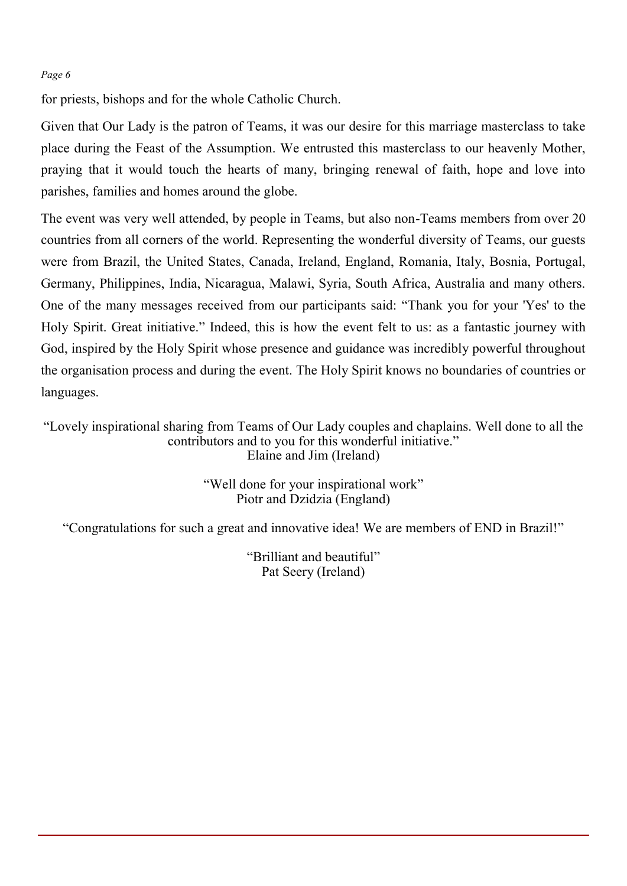for priests, bishops and for the whole Catholic Church.

Given that Our Lady is the patron of Teams, it was our desire for this marriage masterclass to take place during the Feast of the Assumption. We entrusted this masterclass to our heavenly Mother, praying that it would touch the hearts of many, bringing renewal of faith, hope and love into parishes, families and homes around the globe.

The event was very well attended, by people in Teams, but also non-Teams members from over 20 countries from all corners of the world. Representing the wonderful diversity of Teams, our guests were from Brazil, the United States, Canada, Ireland, England, Romania, Italy, Bosnia, Portugal, Germany, Philippines, India, Nicaragua, Malawi, Syria, South Africa, Australia and many others. One of the many messages received from our participants said: "Thank you for your 'Yes' to the Holy Spirit. Great initiative." Indeed, this is how the event felt to us: as a fantastic journey with God, inspired by the Holy Spirit whose presence and guidance was incredibly powerful throughout the organisation process and during the event. The Holy Spirit knows no boundaries of countries or languages.

"Lovely inspirational sharing from Teams of Our Lady couples and chaplains. Well done to all the contributors and to you for this wonderful initiative."
Elaine and Jim (Ireland)

"Well done for your inspirational work"
Piotr and Dzidzia (England)

"Congratulations for such a great and innovative idea! We are members of END in Brazil!"

"Brilliant and beautiful"
Pat Seery (Ireland)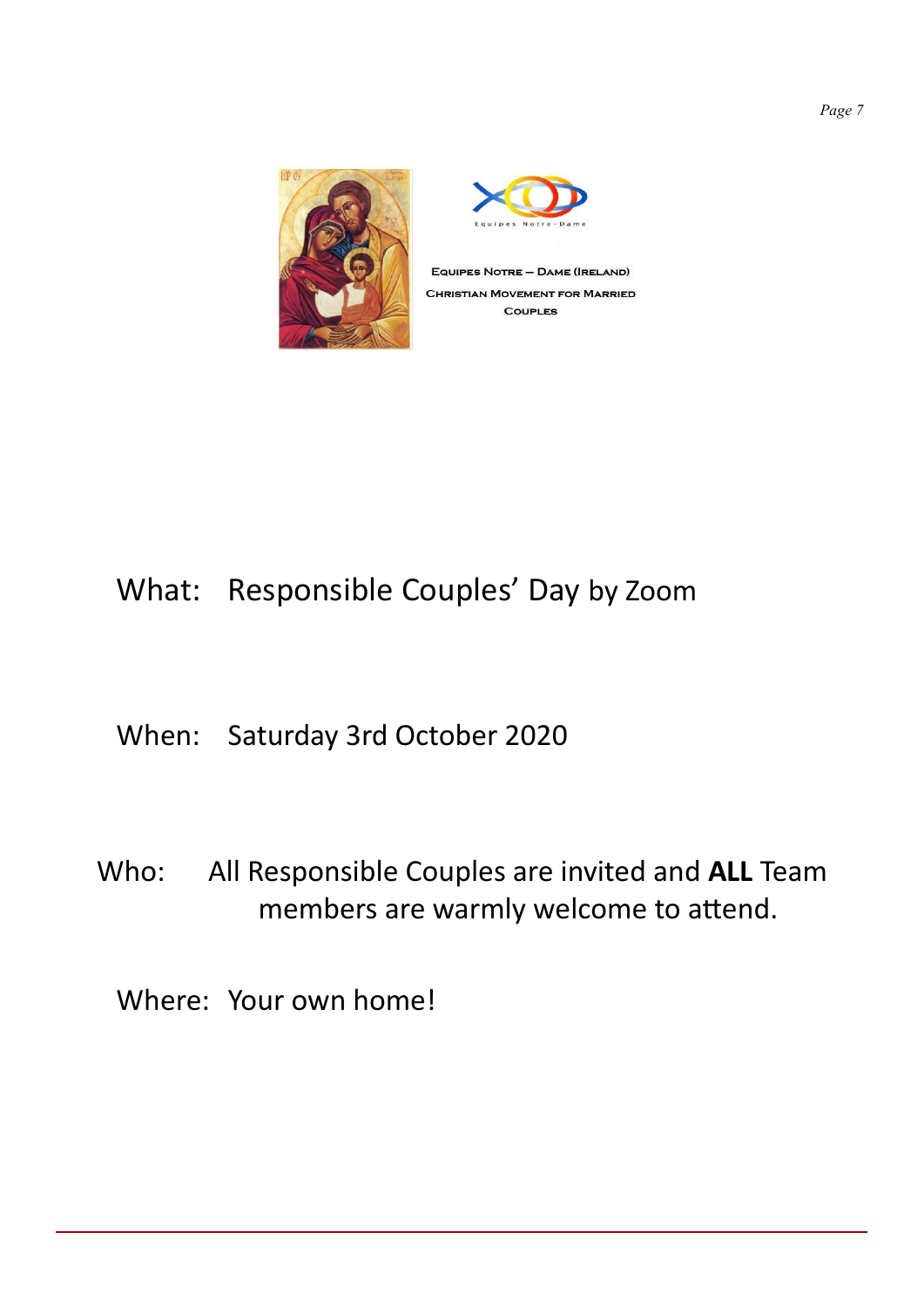Equipes Notre-Dame

Equipes Notre – Dame (Ireland)
Christian Movement for Married Couples

What: Responsible Couples' Day by Zoom

When: Saturday 3rd October 2020

Who: All Responsible Couples are invited and **ALL** Team members are warmly welcome to attend.

Where: Your own home!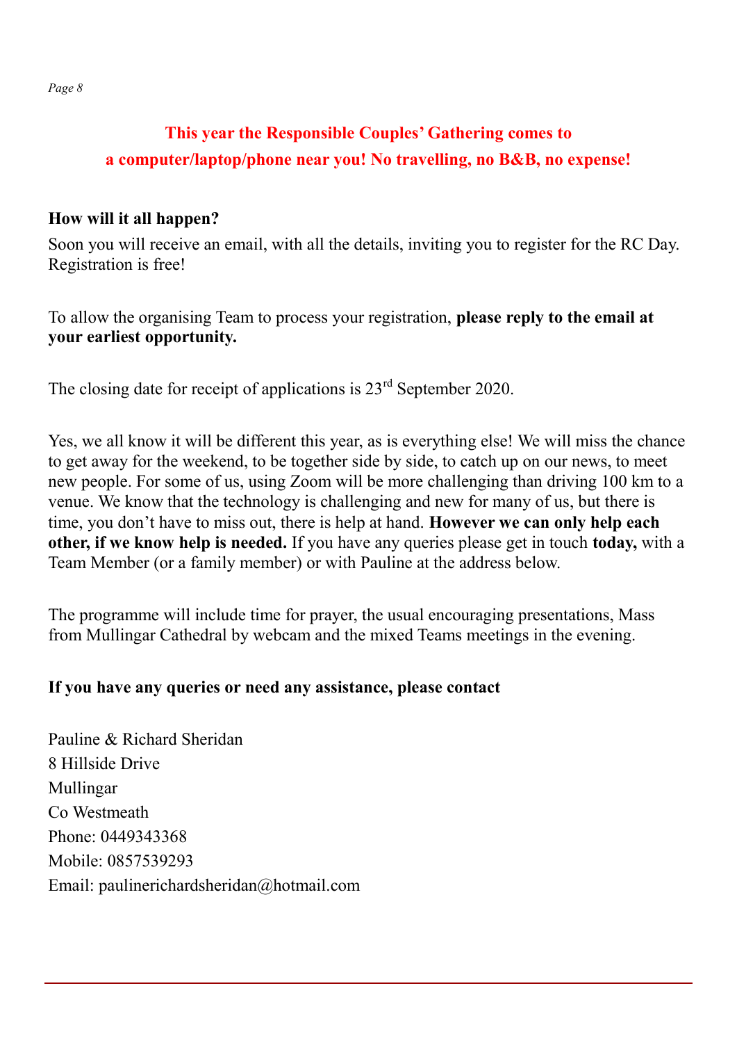**This year the Responsible Couples' Gathering comes to a computer/laptop/phone near you! No travelling, no B&B, no expense!**

**How will it all happen?**

Soon you will receive an email, with all the details, inviting you to register for the RC Day. Registration is free!

To allow the organising Team to process your registration, **please reply to the email at your earliest opportunity.**

The closing date for receipt of applications is 23rd September 2020.

Yes, we all know it will be different this year, as is everything else! We will miss the chance to get away for the weekend, to be together side by side, to catch up on our news, to meet new people. For some of us, using Zoom will be more challenging than driving 100 km to a venue. We know that the technology is challenging and new for many of us, but there is time, you don't have to miss out, there is help at hand. **However we can only help each other, if we know help is needed.** If you have any queries please get in touch **today,** with a Team Member (or a family member) or with Pauline at the address below.

The programme will include time for prayer, the usual encouraging presentations, Mass from Mullingar Cathedral by webcam and the mixed Teams meetings in the evening.

**If you have any queries or need any assistance, please contact**

Pauline & Richard Sheridan
8 Hillside Drive
Mullingar
Co Westmeath
Phone: 0449343368
Mobile: 0857539293
Email: paulinerichardsheridan@hotmail.com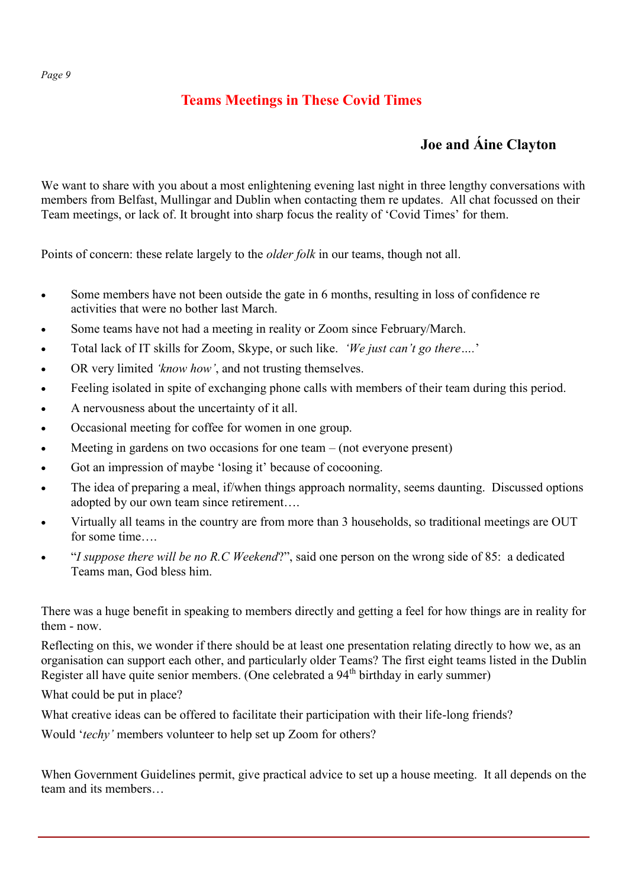# Teams Meetings in These Covid Times

**Joe and Áine Clayton**

We want to share with you about a most enlightening evening last night in three lengthy conversations with members from Belfast, Mullingar and Dublin when contacting them re updates. All chat focussed on their Team meetings, or lack of. It brought into sharp focus the reality of 'Covid Times' for them.

Points of concern: these relate largely to the *older folk* in our teams, though not all.

- Some members have not been outside the gate in 6 months, resulting in loss of confidence re activities that were no bother last March.
- Some teams have not had a meeting in reality or Zoom since February/March.
- Total lack of IT skills for Zoom, Skype, or such like. *'We just can't go there….'*
- OR very limited *'know how'*, and not trusting themselves.
- Feeling isolated in spite of exchanging phone calls with members of their team during this period.
- A nervousness about the uncertainty of it all.
- Occasional meeting for coffee for women in one group.
- Meeting in gardens on two occasions for one team – (not everyone present)
- Got an impression of maybe 'losing it' because of cocooning.
- The idea of preparing a meal, if/when things approach normality, seems daunting. Discussed options adopted by our own team since retirement….
- Virtually all teams in the country are from more than 3 households, so traditional meetings are OUT for some time….
- "*I suppose there will be no R.C Weekend*?", said one person on the wrong side of 85: a dedicated Teams man, God bless him.

There was a huge benefit in speaking to members directly and getting a feel for how things are in reality for them - now.

Reflecting on this, we wonder if there should be at least one presentation relating directly to how we, as an organisation can support each other, and particularly older Teams? The first eight teams listed in the Dublin Register all have quite senior members. (One celebrated a 94th birthday in early summer)

What could be put in place?

What creative ideas can be offered to facilitate their participation with their life-long friends?

Would '*techy'* members volunteer to help set up Zoom for others?

When Government Guidelines permit, give practical advice to set up a house meeting. It all depends on the team and its members…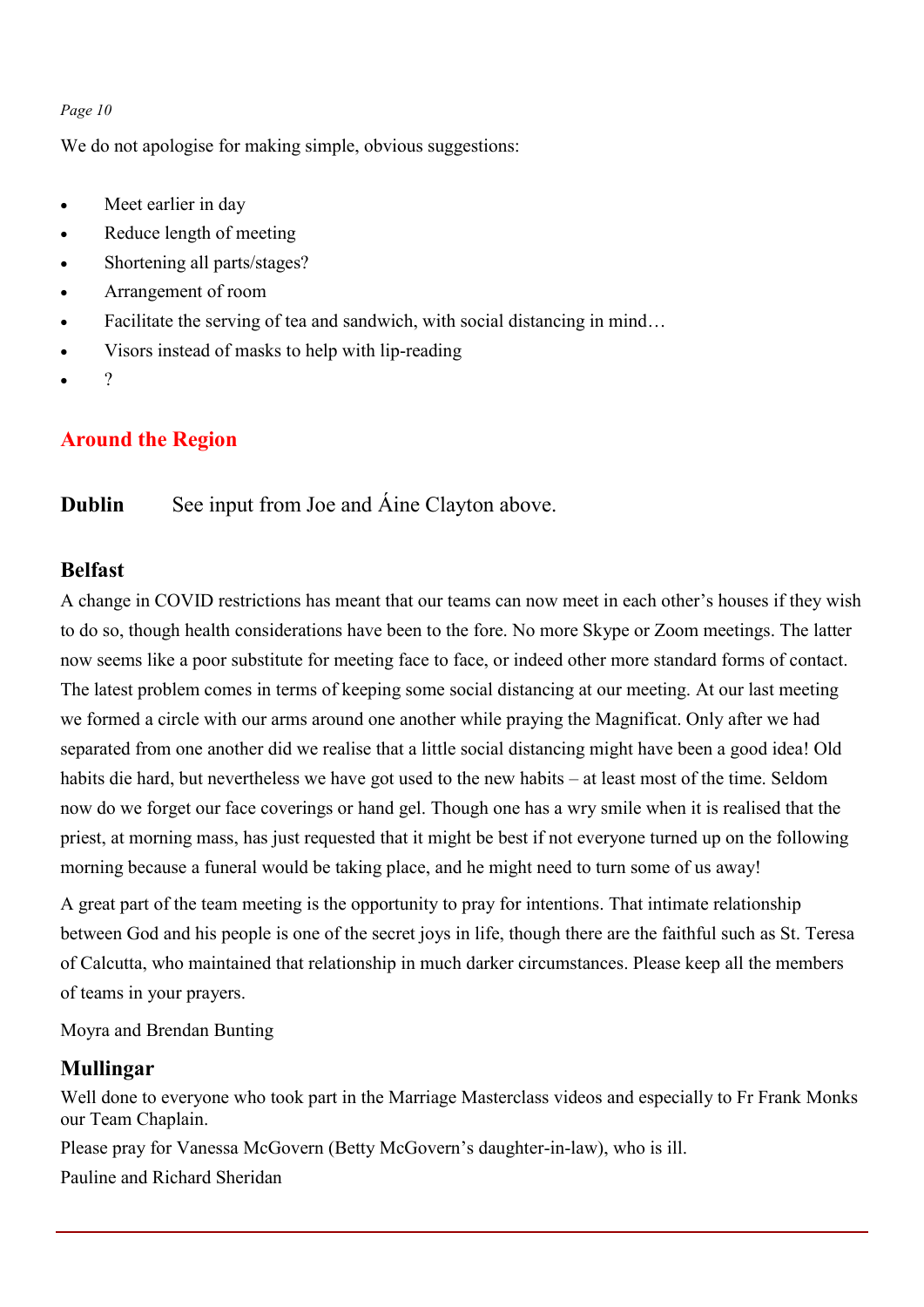We do not apologise for making simple, obvious suggestions:

- Meet earlier in day
- Reduce length of meeting
- Shortening all parts/stages?
- Arrangement of room
- Facilitate the serving of tea and sandwich, with social distancing in mind…
- Visors instead of masks to help with lip-reading
- ?

## Around the Region

**Dublin** See input from Joe and Áine Clayton above.

### Belfast

A change in COVID restrictions has meant that our teams can now meet in each other's houses if they wish to do so, though health considerations have been to the fore. No more Skype or Zoom meetings. The latter now seems like a poor substitute for meeting face to face, or indeed other more standard forms of contact. The latest problem comes in terms of keeping some social distancing at our meeting. At our last meeting we formed a circle with our arms around one another while praying the Magnificat. Only after we had separated from one another did we realise that a little social distancing might have been a good idea! Old habits die hard, but nevertheless we have got used to the new habits – at least most of the time. Seldom now do we forget our face coverings or hand gel. Though one has a wry smile when it is realised that the priest, at morning mass, has just requested that it might be best if not everyone turned up on the following morning because a funeral would be taking place, and he might need to turn some of us away!

A great part of the team meeting is the opportunity to pray for intentions. That intimate relationship between God and his people is one of the secret joys in life, though there are the faithful such as St. Teresa of Calcutta, who maintained that relationship in much darker circumstances. Please keep all the members of teams in your prayers.

Moyra and Brendan Bunting

### Mullingar

Well done to everyone who took part in the Marriage Masterclass videos and especially to Fr Frank Monks our Team Chaplain.

Please pray for Vanessa McGovern (Betty McGovern's daughter-in-law), who is ill.

Pauline and Richard Sheridan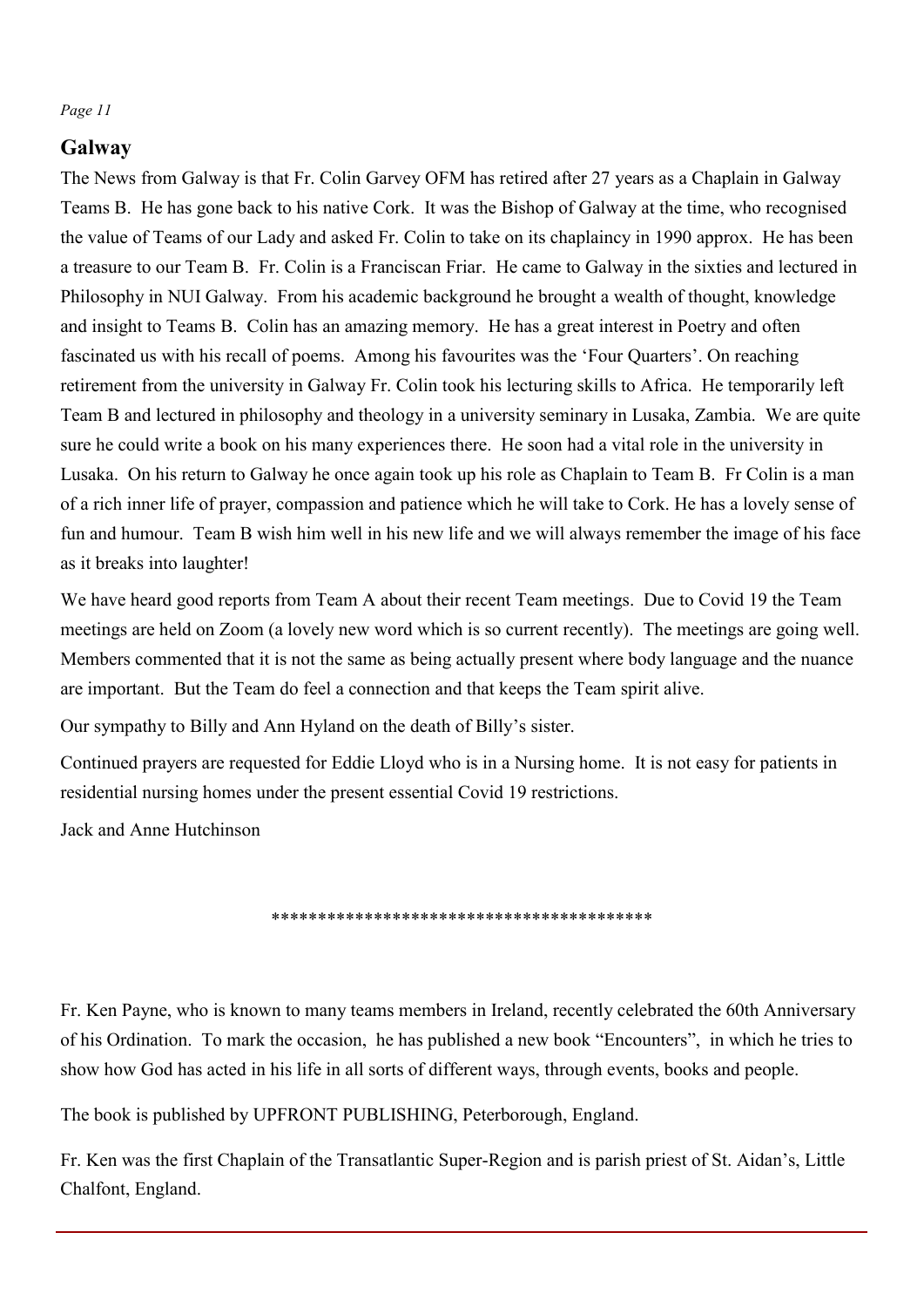## Galway

The News from Galway is that Fr. Colin Garvey OFM has retired after 27 years as a Chaplain in Galway Teams B. He has gone back to his native Cork. It was the Bishop of Galway at the time, who recognised the value of Teams of our Lady and asked Fr. Colin to take on its chaplaincy in 1990 approx. He has been a treasure to our Team B. Fr. Colin is a Franciscan Friar. He came to Galway in the sixties and lectured in Philosophy in NUI Galway. From his academic background he brought a wealth of thought, knowledge and insight to Teams B. Colin has an amazing memory. He has a great interest in Poetry and often fascinated us with his recall of poems. Among his favourites was the 'Four Quarters'. On reaching retirement from the university in Galway Fr. Colin took his lecturing skills to Africa. He temporarily left Team B and lectured in philosophy and theology in a university seminary in Lusaka, Zambia. We are quite sure he could write a book on his many experiences there. He soon had a vital role in the university in Lusaka. On his return to Galway he once again took up his role as Chaplain to Team B. Fr Colin is a man of a rich inner life of prayer, compassion and patience which he will take to Cork. He has a lovely sense of fun and humour. Team B wish him well in his new life and we will always remember the image of his face as it breaks into laughter!

We have heard good reports from Team A about their recent Team meetings. Due to Covid 19 the Team meetings are held on Zoom (a lovely new word which is so current recently). The meetings are going well. Members commented that it is not the same as being actually present where body language and the nuance are important. But the Team do feel a connection and that keeps the Team spirit alive.

Our sympathy to Billy and Ann Hyland on the death of Billy's sister.

Continued prayers are requested for Eddie Lloyd who is in a Nursing home. It is not easy for patients in residential nursing homes under the present essential Covid 19 restrictions.

Jack and Anne Hutchinson

****************************************

Fr. Ken Payne, who is known to many teams members in Ireland, recently celebrated the 60th Anniversary of his Ordination. To mark the occasion, he has published a new book "Encounters", in which he tries to show how God has acted in his life in all sorts of different ways, through events, books and people.

The book is published by UPFRONT PUBLISHING, Peterborough, England.

Fr. Ken was the first Chaplain of the Transatlantic Super-Region and is parish priest of St. Aidan's, Little Chalfont, England.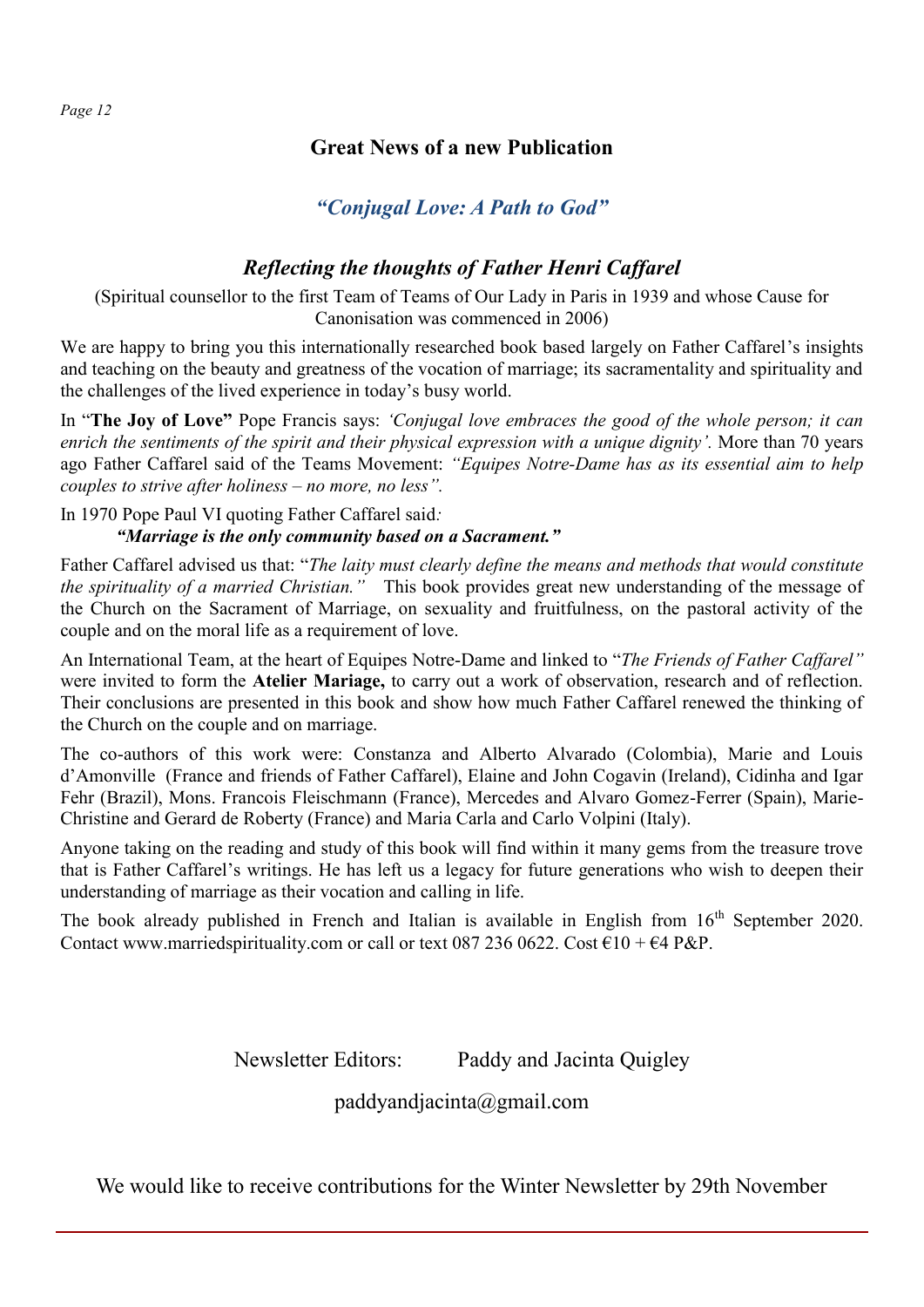## Great News of a new Publication

### *"Conjugal Love: A Path to God"*

### *Reflecting the thoughts of Father Henri Caffarel*

(Spiritual counsellor to the first Team of Teams of Our Lady in Paris in 1939 and whose Cause for Canonisation was commenced in 2006)

We are happy to bring you this internationally researched book based largely on Father Caffarel's insights and teaching on the beauty and greatness of the vocation of marriage; its sacramentality and spirituality and the challenges of the lived experience in today's busy world.

In "**The Joy of Love"** Pope Francis says: *'Conjugal love embraces the good of the whole person; it can enrich the sentiments of the spirit and their physical expression with a unique dignity'.* More than 70 years ago Father Caffarel said of the Teams Movement: *"Equipes Notre-Dame has as its essential aim to help couples to strive after holiness – no more, no less".*

In 1970 Pope Paul VI quoting Father Caffarel said*:*

***"Marriage is the only community based on a Sacrament."***

Father Caffarel advised us that: "*The laity must clearly define the means and methods that would constitute the spirituality of a married Christian."* This book provides great new understanding of the message of the Church on the Sacrament of Marriage, on sexuality and fruitfulness, on the pastoral activity of the couple and on the moral life as a requirement of love.

An International Team, at the heart of Equipes Notre-Dame and linked to "*The Friends of Father Caffarel"* were invited to form the **Atelier Mariage,** to carry out a work of observation, research and of reflection. Their conclusions are presented in this book and show how much Father Caffarel renewed the thinking of the Church on the couple and on marriage.

The co-authors of this work were: Constanza and Alberto Alvarado (Colombia), Marie and Louis d'Amonville (France and friends of Father Caffarel), Elaine and John Cogavin (Ireland), Cidinha and Igar Fehr (Brazil), Mons. Francois Fleischmann (France), Mercedes and Alvaro Gomez-Ferrer (Spain), Marie-Christine and Gerard de Roberty (France) and Maria Carla and Carlo Volpini (Italy).

Anyone taking on the reading and study of this book will find within it many gems from the treasure trove that is Father Caffarel's writings. He has left us a legacy for future generations who wish to deepen their understanding of marriage as their vocation and calling in life.

The book already published in French and Italian is available in English from 16th September 2020. Contact www.marriedspirituality.com or call or text 087 236 0622. Cost €10 + €4 P&P.

Newsletter Editors: Paddy and Jacinta Quigley

paddyandjacinta@gmail.com

We would like to receive contributions for the Winter Newsletter by 29th November